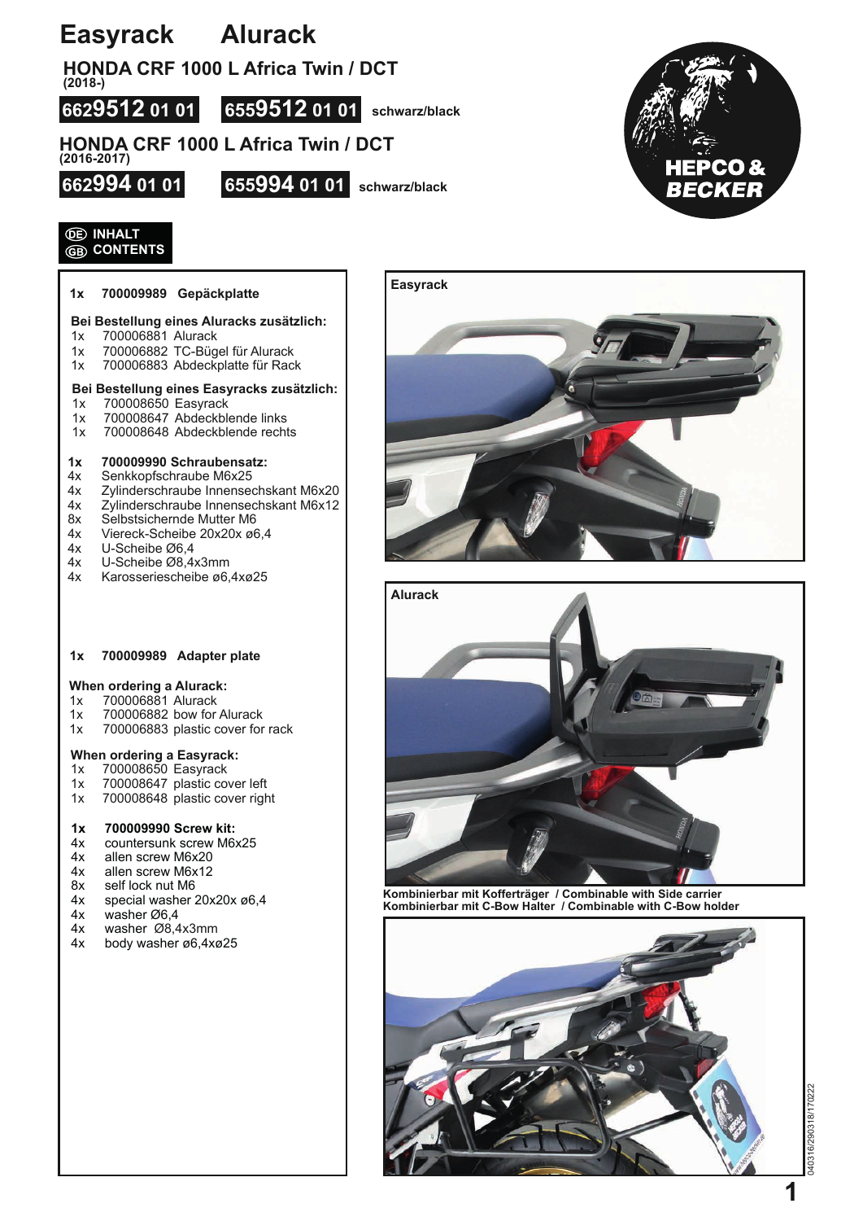# Easyrack Alurack

## HONDA CRF 1000 L Africa Twin / DCT
**(2018-)**

**6629512 01 01** **6559512 01 01** schwarz/black

## HONDA CRF 1000 L Africa Twin / DCT
**(2016-2017)**

**662994 01 01** **655994 01 01** schwarz/black

HEPCO & BECKER

**DE INHALT**
**GB CONTENTS**

**1x 700009989 Gepäckplatte**

**Bei Bestellung eines Aluracks zusätzlich:**
- 1x 700006881 Alurack
- 1x 700006882 TC-Bügel für Alurack
- 1x 700006883 Abdeckplatte für Rack

**Bei Bestellung eines Easyracks zusätzlich:**
- 1x 700008650 Easyrack
- 1x 700008647 Abdeckblende links
- 1x 700008648 Abdeckblende rechts

**1x 700009990 Schraubensatz:**
- 4x Senkkopfschraube M6x25
- 4x Zylinderschraube Innensechskant M6x20
- 4x Zylinderschraube Innensechskant M6x12
- 8x Selbstsichernde Mutter M6
- 4x Viereck-Scheibe 20x20x ø6,4
- 4x U-Scheibe Ø6,4
- 4x U-Scheibe Ø8,4x3mm
- 4x Karosseriescheibe ø6,4xø25

**1x 700009989 Adapter plate**

**When ordering a Alurack:**
- 1x 700006881 Alurack
- 1x 700006882 bow for Alurack
- 1x 700006883 plastic cover for rack

**When ordering a Easyrack:**
- 1x 700008650 Easyrack
- 1x 700008647 plastic cover left
- 1x 700008648 plastic cover right

**1x 700009990 Screw kit:**
- 4x countersunk screw M6x25
- 4x allen screw M6x20
- 4x allen screw M6x12
- 8x self lock nut M6
- 4x special washer 20x20x ø6,4
- 4x washer Ø6,4
- 4x washer Ø8,4x3mm
- 4x body washer ø6,4xø25

**Easyrack**

**Alurack**

**Kombinierbar mit Kofferträger / Combinable with Side carrier**
**Kombinierbar mit C-Bow Halter / Combinable with C-Bow holder**

040316/290318/170222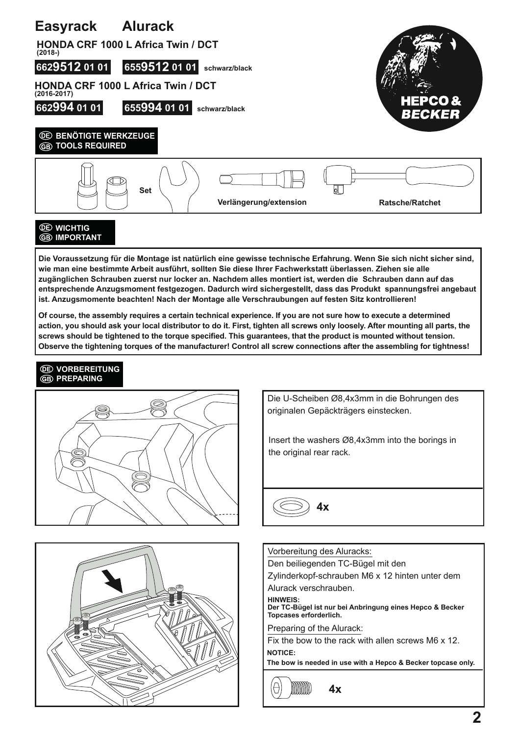# Easyrack Alurack

**HONDA CRF 1000 L Africa Twin / DCT**
**(2018-)**

**6629512 01 01** **6559512 01 01** **schwarz/black**

**HONDA CRF 1000 L Africa Twin / DCT**
**(2016-2017)**

**662994 01 01** **655994 01 01** **schwarz/black**

HEPCO & BECKER

## DE BENÖTIGTE WERKZEUGE
## GB TOOLS REQUIRED

Set

Verlängerung/extension

Ratsche/Ratchet

## DE WICHTIG
## GB IMPORTANT

**Die Voraussetzung für die Montage ist natürlich eine gewisse technische Erfahrung. Wenn Sie sich nicht sicher sind, wie man eine bestimmte Arbeit ausführt, sollten Sie diese Ihrer Fachwerkstatt überlassen. Ziehen sie alle zugänglichen Schrauben zuerst nur locker an. Nachdem alles montiert ist, werden die Schrauben dann auf das entsprechende Anzugsmoment festgezogen. Dadurch wird sichergestellt, dass das Produkt spannungsfrei angebaut ist. Anzugsmomente beachten! Nach der Montage alle Verschraubungen auf festen Sitz kontrollieren!**

**Of course, the assembly requires a certain technical experience. If you are not sure how to execute a determined action, you should ask your local distributor to do it. First, tighten all screws only loosely. After mounting all parts, the screws should be tightened to the torque specified. This guarantees, that the product is mounted without tension. Observe the tightening torques of the manufacturer! Control all screw connections after the assembling for tightness!**

## DE VORBEREITUNG
## GB PREPARING

Die U-Scheiben Ø8,4x3mm in die Bohrungen des originalen Gepäckträgers einstecken.

Insert the washers Ø8,4x3mm into the borings in the original rear rack.

4x

Vorbereitung des Aluracks:
Den beiliegenden TC-Bügel mit den Zylinderkopf-schrauben M6 x 12 hinten unter dem Alurack verschrauben.

**HINWEIS:**
**Der TC-Bügel ist nur bei Anbringung eines Hepco & Becker Topcases erforderlich.**

Preparing of the Alurack:
Fix the bow to the rack with allen screws M6 x 12.

**NOTICE:**
**The bow is needed in use with a Hepco & Becker topcase only.**

4x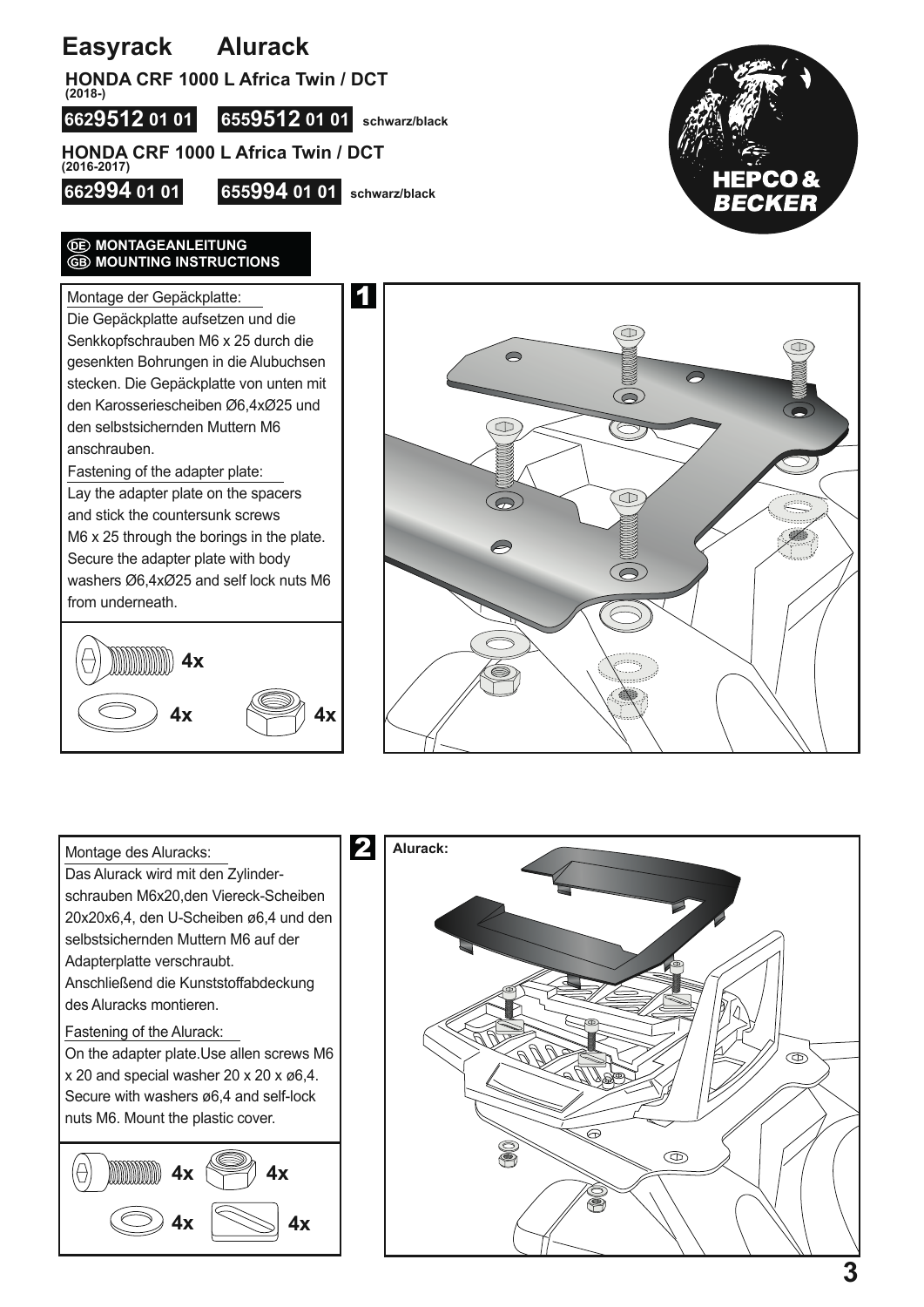# Easyrack Alurack

**HONDA CRF 1000 L Africa Twin / DCT** (2018-)

**6629512 01 01** **6559512 01 01** schwarz/black

**HONDA CRF 1000 L Africa Twin / DCT** (2016-2017)

**662994 01 01** **655994 01 01** schwarz/black

HEPCO & BECKER

**DE MONTAGEANLEITUNG**
**GB MOUNTING INSTRUCTIONS**

## 1

Montage der Gepäckplatte:

Die Gepäckplatte aufsetzen und die Senkkopfschrauben M6 x 25 durch die gesenkten Bohrungen in die Alubuchsen stecken. Die Gepäckplatte von unten mit den Karosseriescheiben Ø6,4xØ25 und den selbstsichernden Muttern M6 anschrauben.

Fastening of the adapter plate:

Lay the adapter plate on the spacers and stick the countersunk screws M6 x 25 through the borings in the plate. Secure the adapter plate with body washers Ø6,4xØ25 and self lock nuts M6 from underneath.

4x 4x 4x

## 2

Alurack:

Montage des Aluracks:

Das Alurack wird mit den Zylinderschrauben M6x20,den Viereck-Scheiben 20x20x6,4, den U-Scheiben ø6,4 und den selbstsichernden Muttern M6 auf der Adapterplatte verschraubt.
Anschließend die Kunststoffabdeckung des Aluracks montieren.

Fastening of the Alurack:

On the adapter plate.Use allen screws M6 x 20 and special washer 20 x 20 x ø6,4. Secure with washers ø6,4 and self-lock nuts M6. Mount the plastic cover.

4x 4x 4x 4x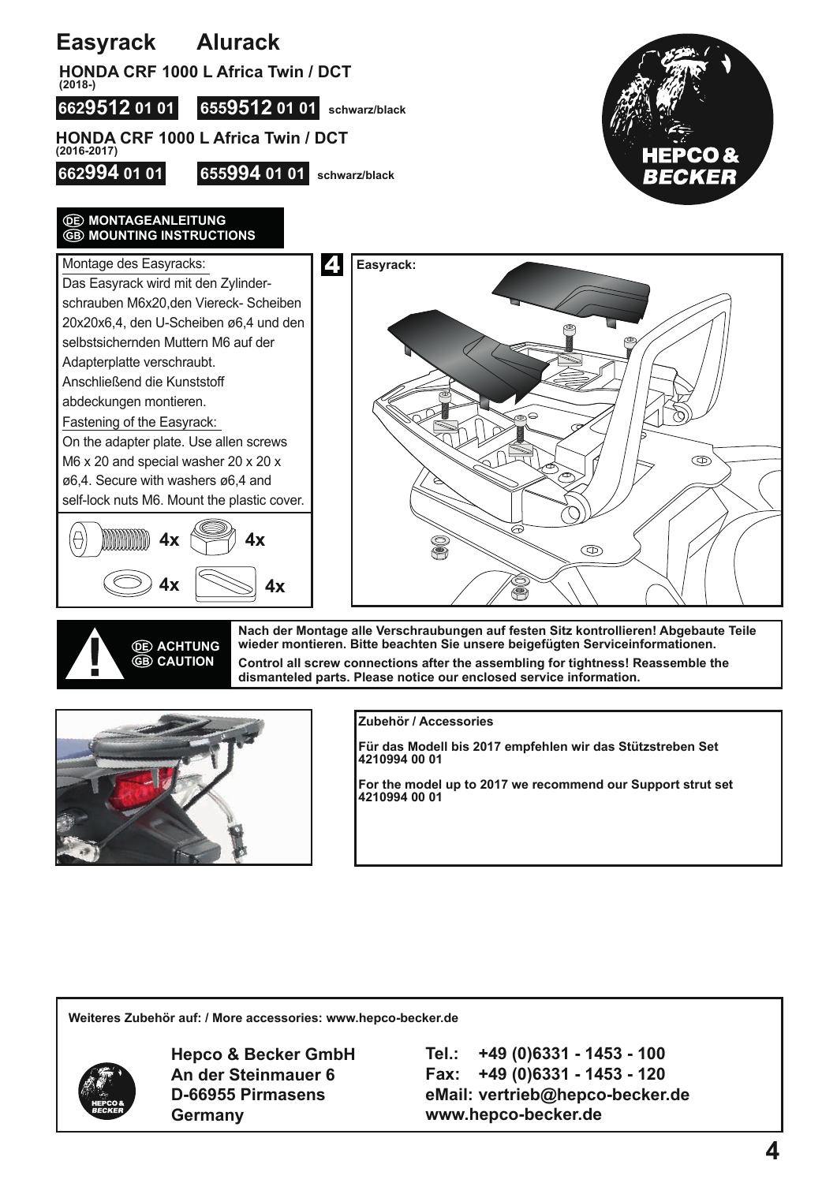# Easyrack Alurack

**HONDA CRF 1000 L Africa Twin / DCT**
**(2018-)**

**6629512 01 01** **6559512 01 01** **schwarz/black**

**HONDA CRF 1000 L Africa Twin / DCT**
**(2016-2017)**

**662994 01 01** **655994 01 01** **schwarz/black**

HEPCO & BECKER

## DE MONTAGEANLEITUNG
## GB MOUNTING INSTRUCTIONS

Montage des Easyracks:
Das Easyrack wird mit den Zylinderschrauben M6x20,den Viereck- Scheiben 20x20x6,4, den U-Scheiben ø6,4 und den selbstsichernden Muttern M6 auf der Adapterplatte verschraubt.
Anschließend die Kunststoff abdeckungen montieren.

Fastening of the Easyrack:
On the adapter plate. Use allen screws M6 x 20 and special washer 20 x 20 x ø6,4. Secure with washers ø6,4 and self-lock nuts M6. Mount the plastic cover.

4x 4x
4x 4x

**4** **Easyrack:**

**DE ACHTUNG**
**GB CAUTION**

**Nach der Montage alle Verschraubungen auf festen Sitz kontrollieren! Abgebaute Teile wieder montieren. Bitte beachten Sie unsere beigefügten Serviceinformationen.**

**Control all screw connections after the assembling for tightness! Reassemble the dismanteled parts. Please notice our enclosed service information.**

**Zubehör / Accessories**

**Für das Modell bis 2017 empfehlen wir das Stützstreben Set 4210994 00 01**

**For the model up to 2017 we recommend our Support strut set 4210994 00 01**

**Weiteres Zubehör auf: / More accessories: www.hepco-becker.de**

**Hepco & Becker GmbH**
**An der Steinmauer 6**
**D-66955 Pirmasens**
**Germany**

**Tel.: +49 (0)6331 - 1453 - 100**
**Fax: +49 (0)6331 - 1453 - 120**
**eMail: vertrieb@hepco-becker.de**
**www.hepco-becker.de**